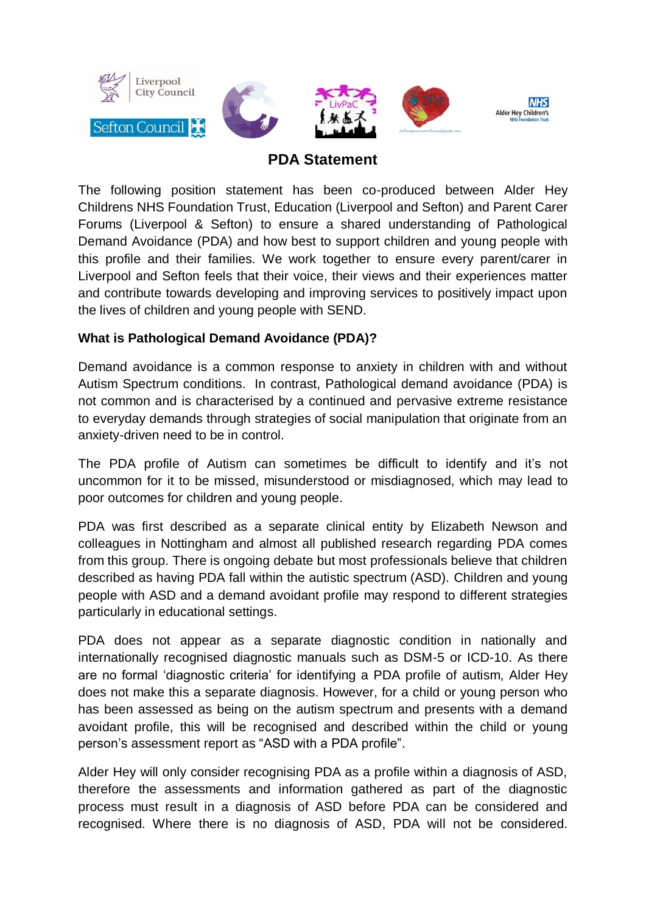# PDA Statement

The following position statement has been co-produced between Alder Hey Childrens NHS Foundation Trust, Education (Liverpool and Sefton) and Parent Carer Forums (Liverpool & Sefton) to ensure a shared understanding of Pathological Demand Avoidance (PDA) and how best to support children and young people with this profile and their families. We work together to ensure every parent/carer in Liverpool and Sefton feels that their voice, their views and their experiences matter and contribute towards developing and improving services to positively impact upon the lives of children and young people with SEND.

**What is Pathological Demand Avoidance (PDA)?**

Demand avoidance is a common response to anxiety in children with and without Autism Spectrum conditions. In contrast, Pathological demand avoidance (PDA) is not common and is characterised by a continued and pervasive extreme resistance to everyday demands through strategies of social manipulation that originate from an anxiety-driven need to be in control.

The PDA profile of Autism can sometimes be difficult to identify and it's not uncommon for it to be missed, misunderstood or misdiagnosed, which may lead to poor outcomes for children and young people.

PDA was first described as a separate clinical entity by Elizabeth Newson and colleagues in Nottingham and almost all published research regarding PDA comes from this group. There is ongoing debate but most professionals believe that children described as having PDA fall within the autistic spectrum (ASD). Children and young people with ASD and a demand avoidant profile may respond to different strategies particularly in educational settings.

PDA does not appear as a separate diagnostic condition in nationally and internationally recognised diagnostic manuals such as DSM-5 or ICD-10. As there are no formal 'diagnostic criteria' for identifying a PDA profile of autism, Alder Hey does not make this a separate diagnosis. However, for a child or young person who has been assessed as being on the autism spectrum and presents with a demand avoidant profile, this will be recognised and described within the child or young person's assessment report as "ASD with a PDA profile".

Alder Hey will only consider recognising PDA as a profile within a diagnosis of ASD, therefore the assessments and information gathered as part of the diagnostic process must result in a diagnosis of ASD before PDA can be considered and recognised. Where there is no diagnosis of ASD, PDA will not be considered.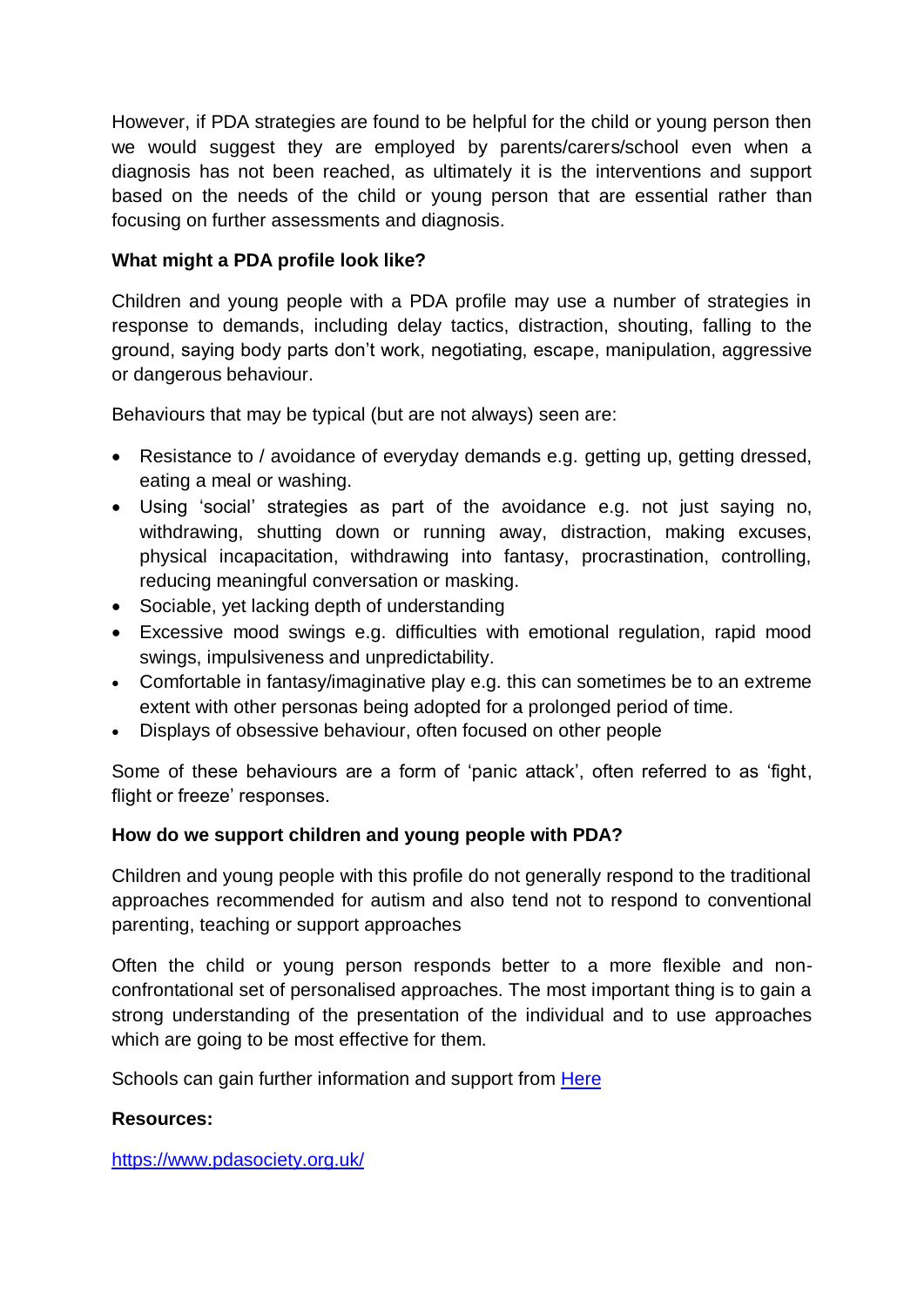However, if PDA strategies are found to be helpful for the child or young person then we would suggest they are employed by parents/carers/school even when a diagnosis has not been reached, as ultimately it is the interventions and support based on the needs of the child or young person that are essential rather than focusing on further assessments and diagnosis.

**What might a PDA profile look like?**

Children and young people with a PDA profile may use a number of strategies in response to demands, including delay tactics, distraction, shouting, falling to the ground, saying body parts don't work, negotiating, escape, manipulation, aggressive or dangerous behaviour.

Behaviours that may be typical (but are not always) seen are:

- Resistance to / avoidance of everyday demands e.g. getting up, getting dressed, eating a meal or washing.
- Using 'social' strategies as part of the avoidance e.g. not just saying no, withdrawing, shutting down or running away, distraction, making excuses, physical incapacitation, withdrawing into fantasy, procrastination, controlling, reducing meaningful conversation or masking.
- Sociable, yet lacking depth of understanding
- Excessive mood swings e.g. difficulties with emotional regulation, rapid mood swings, impulsiveness and unpredictability.
- Comfortable in fantasy/imaginative play e.g. this can sometimes be to an extreme extent with other personas being adopted for a prolonged period of time.
- Displays of obsessive behaviour, often focused on other people

Some of these behaviours are a form of 'panic attack', often referred to as 'fight, flight or freeze' responses.

**How do we support children and young people with PDA?**

Children and young people with this profile do not generally respond to the traditional approaches recommended for autism and also tend not to respond to conventional parenting, teaching or support approaches

Often the child or young person responds better to a more flexible and non-confrontational set of personalised approaches. The most important thing is to gain a strong understanding of the presentation of the individual and to use approaches which are going to be most effective for them.

Schools can gain further information and support from Here

**Resources:**

https://www.pdasociety.org.uk/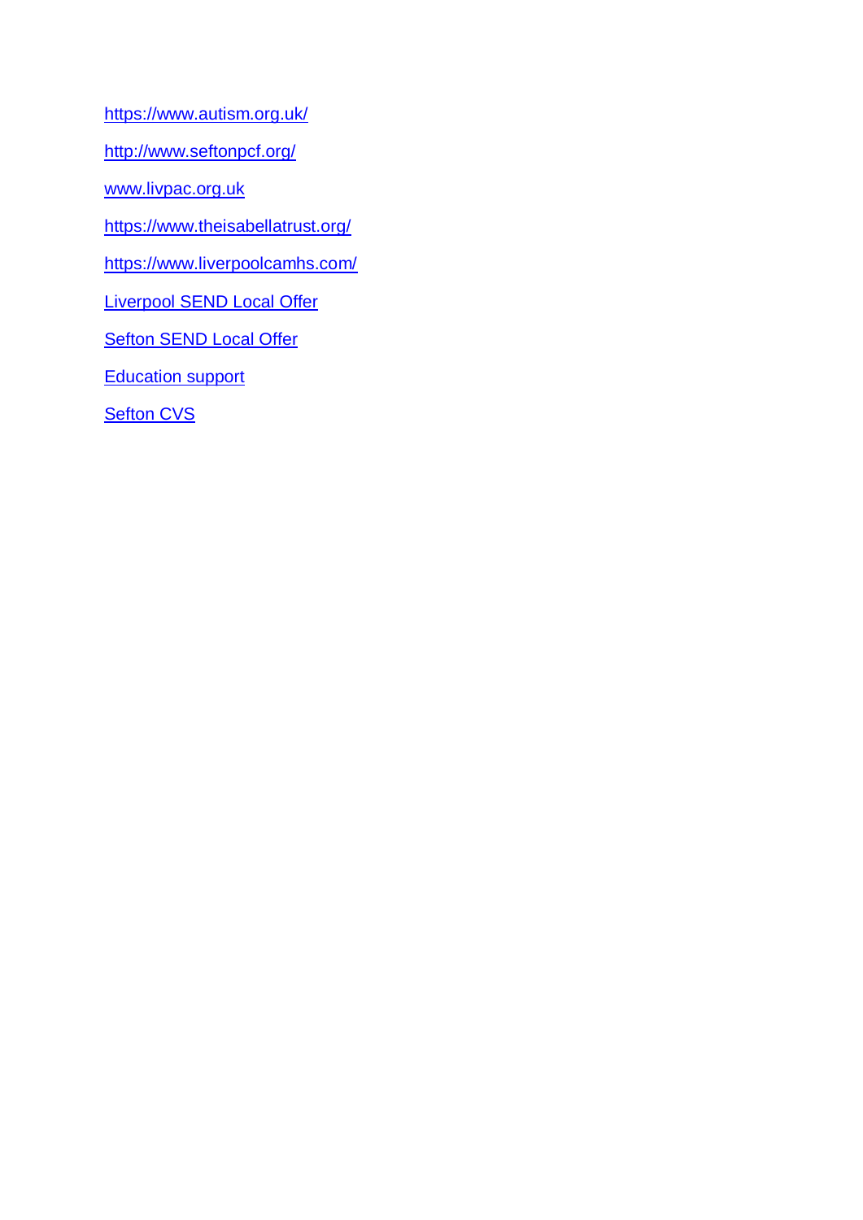https://www.autism.org.uk/

http://www.seftonpcf.org/

www.livpac.org.uk

https://www.theisabellatrust.org/

https://www.liverpoolcamhs.com/

Liverpool SEND Local Offer

Sefton SEND Local Offer

Education support

Sefton CVS